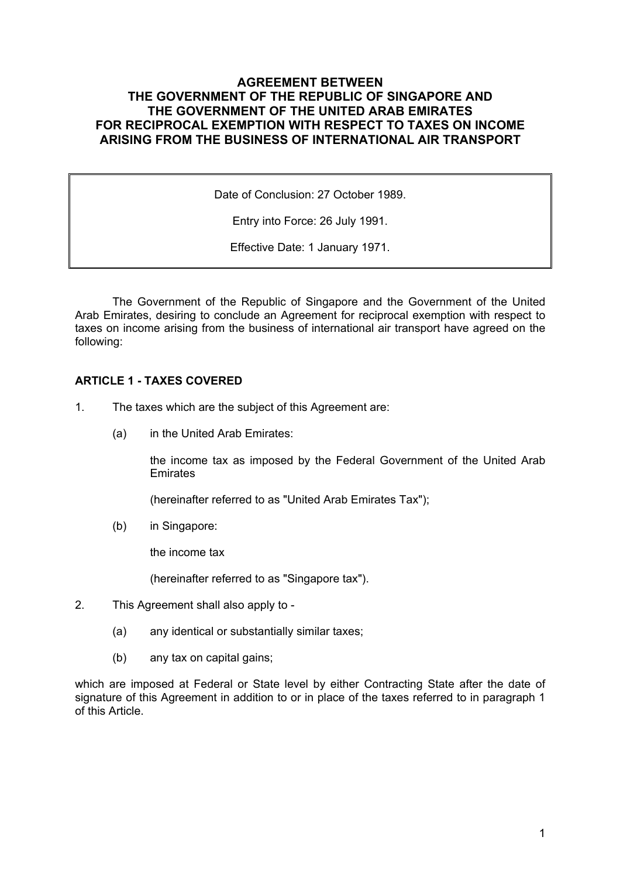# AGREEMENT BETWEEN THE GOVERNMENT OF THE REPUBLIC OF SINGAPORE AND THE GOVERNMENT OF THE UNITED ARAB EMIRATES FOR RECIPROCAL EXEMPTION WITH RESPECT TO TAXES ON INCOME ARISING FROM THE BUSINESS OF INTERNATIONAL AIR TRANSPORT

| Date of Conclusion: 27 October 1989. |
| --- |
| Entry into Force: 26 July 1991. |
| Effective Date: 1 January 1971. |

The Government of the Republic of Singapore and the Government of the United Arab Emirates, desiring to conclude an Agreement for reciprocal exemption with respect to taxes on income arising from the business of international air transport have agreed on the following:

## ARTICLE 1 - TAXES COVERED

1. The taxes which are the subject of this Agreement are:

   (a) in the United Arab Emirates:

   the income tax as imposed by the Federal Government of the United Arab Emirates

   (hereinafter referred to as "United Arab Emirates Tax");

   (b) in Singapore:

   the income tax

   (hereinafter referred to as "Singapore tax").

2. This Agreement shall also apply to -

   (a) any identical or substantially similar taxes;

   (b) any tax on capital gains;

which are imposed at Federal or State level by either Contracting State after the date of signature of this Agreement in addition to or in place of the taxes referred to in paragraph 1 of this Article.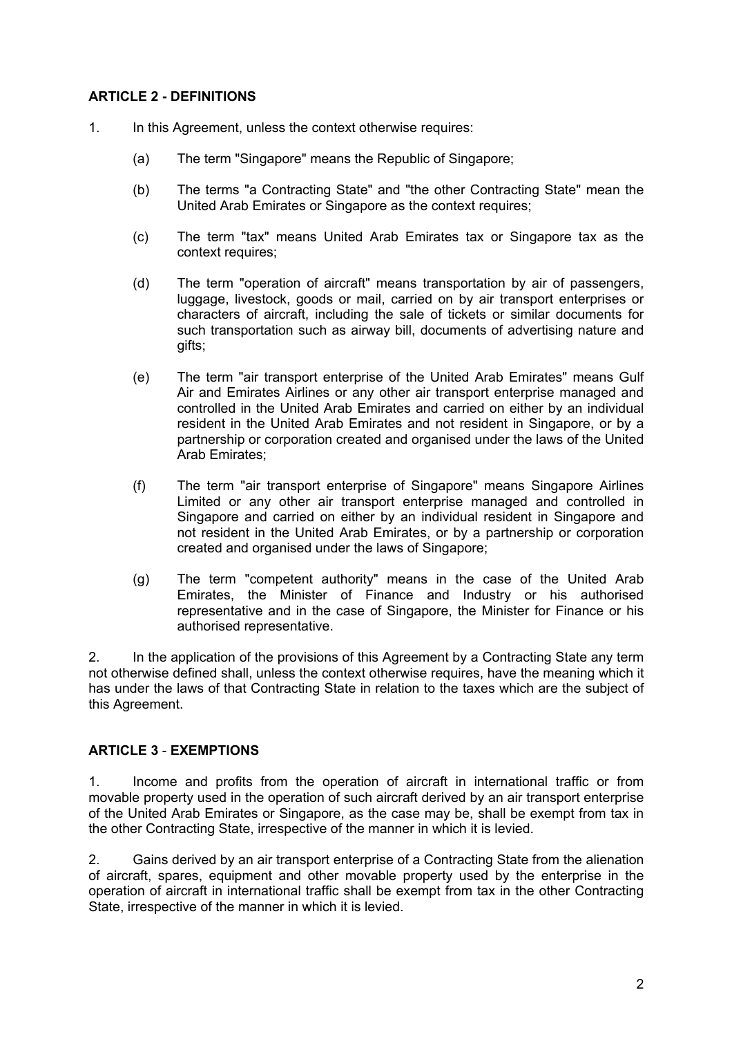## ARTICLE 2 - DEFINITIONS

1. In this Agreement, unless the context otherwise requires:

   (a) The term "Singapore" means the Republic of Singapore;

   (b) The terms "a Contracting State" and "the other Contracting State" mean the United Arab Emirates or Singapore as the context requires;

   (c) The term "tax" means United Arab Emirates tax or Singapore tax as the context requires;

   (d) The term "operation of aircraft" means transportation by air of passengers, luggage, livestock, goods or mail, carried on by air transport enterprises or characters of aircraft, including the sale of tickets or similar documents for such transportation such as airway bill, documents of advertising nature and gifts;

   (e) The term "air transport enterprise of the United Arab Emirates" means Gulf Air and Emirates Airlines or any other air transport enterprise managed and controlled in the United Arab Emirates and carried on either by an individual resident in the United Arab Emirates and not resident in Singapore, or by a partnership or corporation created and organised under the laws of the United Arab Emirates;

   (f) The term "air transport enterprise of Singapore" means Singapore Airlines Limited or any other air transport enterprise managed and controlled in Singapore and carried on either by an individual resident in Singapore and not resident in the United Arab Emirates, or by a partnership or corporation created and organised under the laws of Singapore;

   (g) The term "competent authority" means in the case of the United Arab Emirates, the Minister of Finance and Industry or his authorised representative and in the case of Singapore, the Minister for Finance or his authorised representative.

2. In the application of the provisions of this Agreement by a Contracting State any term not otherwise defined shall, unless the context otherwise requires, have the meaning which it has under the laws of that Contracting State in relation to the taxes which are the subject of this Agreement.

## ARTICLE 3 - EXEMPTIONS

1. Income and profits from the operation of aircraft in international traffic or from movable property used in the operation of such aircraft derived by an air transport enterprise of the United Arab Emirates or Singapore, as the case may be, shall be exempt from tax in the other Contracting State, irrespective of the manner in which it is levied.

2. Gains derived by an air transport enterprise of a Contracting State from the alienation of aircraft, spares, equipment and other movable property used by the enterprise in the operation of aircraft in international traffic shall be exempt from tax in the other Contracting State, irrespective of the manner in which it is levied.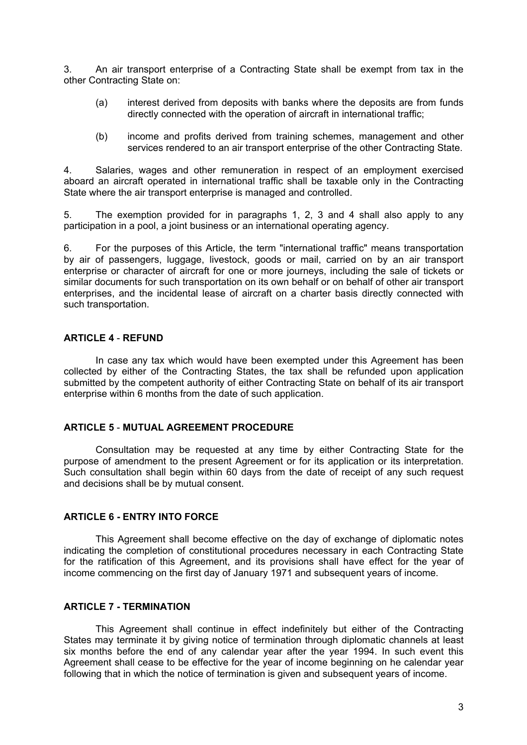3. An air transport enterprise of a Contracting State shall be exempt from tax in the other Contracting State on:

(a) interest derived from deposits with banks where the deposits are from funds directly connected with the operation of aircraft in international traffic;

(b) income and profits derived from training schemes, management and other services rendered to an air transport enterprise of the other Contracting State.

4. Salaries, wages and other remuneration in respect of an employment exercised aboard an aircraft operated in international traffic shall be taxable only in the Contracting State where the air transport enterprise is managed and controlled.

5. The exemption provided for in paragraphs 1, 2, 3 and 4 shall also apply to any participation in a pool, a joint business or an international operating agency.

6. For the purposes of this Article, the term "international traffic" means transportation by air of passengers, luggage, livestock, goods or mail, carried on by an air transport enterprise or character of aircraft for one or more journeys, including the sale of tickets or similar documents for such transportation on its own behalf or on behalf of other air transport enterprises, and the incidental lease of aircraft on a charter basis directly connected with such transportation.

## ARTICLE 4 - REFUND

In case any tax which would have been exempted under this Agreement has been collected by either of the Contracting States, the tax shall be refunded upon application submitted by the competent authority of either Contracting State on behalf of its air transport enterprise within 6 months from the date of such application.

## ARTICLE 5 - MUTUAL AGREEMENT PROCEDURE

Consultation may be requested at any time by either Contracting State for the purpose of amendment to the present Agreement or for its application or its interpretation. Such consultation shall begin within 60 days from the date of receipt of any such request and decisions shall be by mutual consent.

## ARTICLE 6 - ENTRY INTO FORCE

This Agreement shall become effective on the day of exchange of diplomatic notes indicating the completion of constitutional procedures necessary in each Contracting State for the ratification of this Agreement, and its provisions shall have effect for the year of income commencing on the first day of January 1971 and subsequent years of income.

## ARTICLE 7 - TERMINATION

This Agreement shall continue in effect indefinitely but either of the Contracting States may terminate it by giving notice of termination through diplomatic channels at least six months before the end of any calendar year after the year 1994. In such event this Agreement shall cease to be effective for the year of income beginning on he calendar year following that in which the notice of termination is given and subsequent years of income.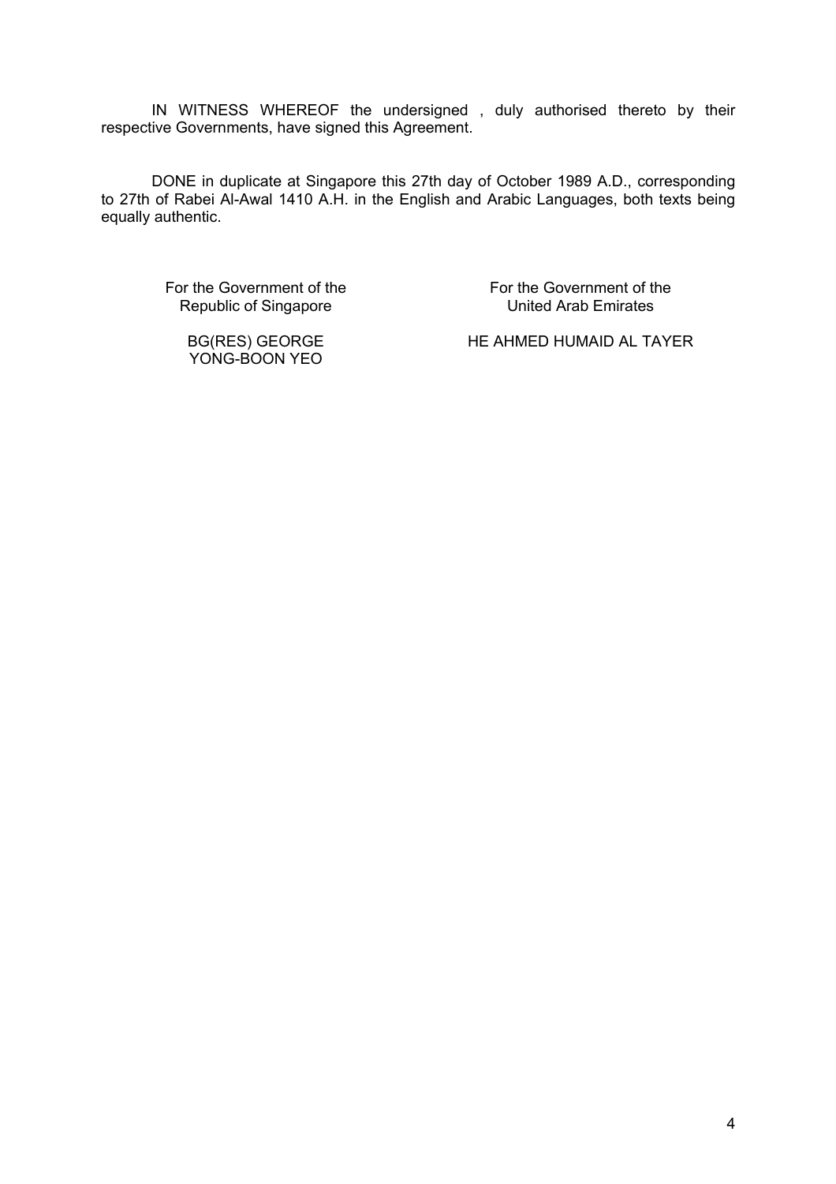IN WITNESS WHEREOF the undersigned , duly authorised thereto by their respective Governments, have signed this Agreement.

DONE in duplicate at Singapore this 27th day of October 1989 A.D., corresponding to 27th of Rabei Al-Awal 1410 A.H. in the English and Arabic Languages, both texts being equally authentic.

| For the Government of the Republic of Singapore | For the Government of the United Arab Emirates |
| --- | --- |
| BG(RES) GEORGE YONG-BOON YEO | HE AHMED HUMAID AL TAYER |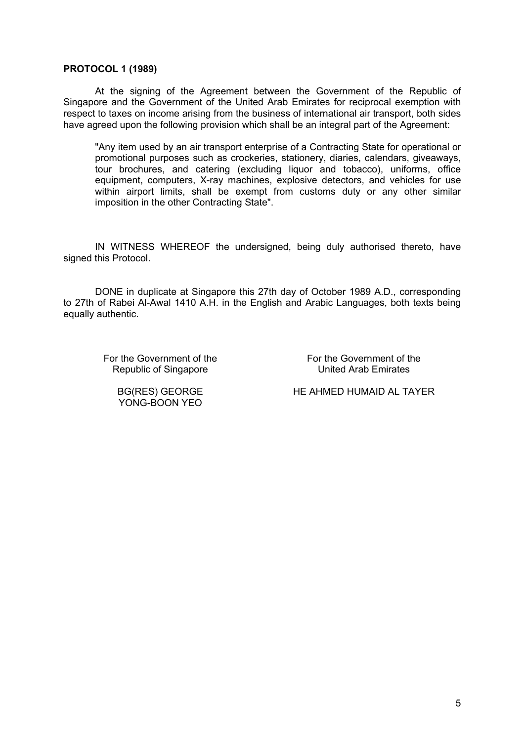**PROTOCOL 1 (1989)**

At the signing of the Agreement between the Government of the Republic of Singapore and the Government of the United Arab Emirates for reciprocal exemption with respect to taxes on income arising from the business of international air transport, both sides have agreed upon the following provision which shall be an integral part of the Agreement:

> "Any item used by an air transport enterprise of a Contracting State for operational or promotional purposes such as crockeries, stationery, diaries, calendars, giveaways, tour brochures, and catering (excluding liquor and tobacco), uniforms, office equipment, computers, X-ray machines, explosive detectors, and vehicles for use within airport limits, shall be exempt from customs duty or any other similar imposition in the other Contracting State".

IN WITNESS WHEREOF the undersigned, being duly authorised thereto, have signed this Protocol.

DONE in duplicate at Singapore this 27th day of October 1989 A.D., corresponding to 27th of Rabei Al-Awal 1410 A.H. in the English and Arabic Languages, both texts being equally authentic.

| For the Government of the Republic of Singapore | For the Government of the United Arab Emirates |
|---|---|
| BG(RES) GEORGE YONG-BOON YEO | HE AHMED HUMAID AL TAYER |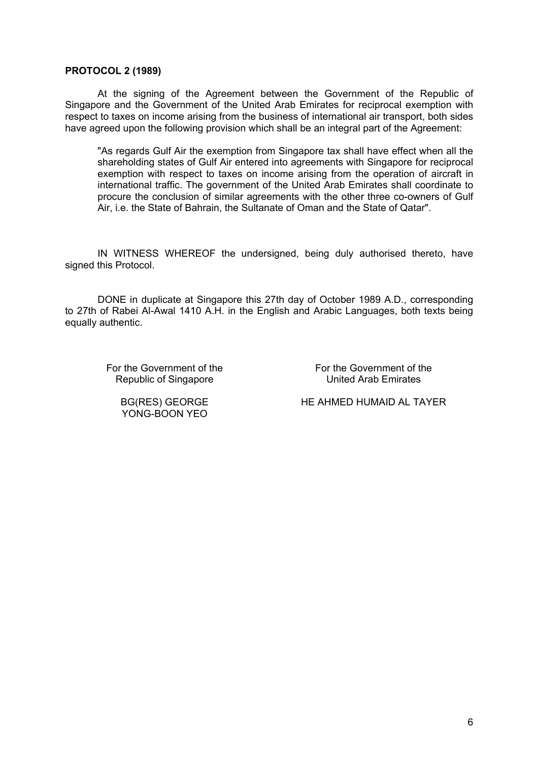**PROTOCOL 2 (1989)**

At the signing of the Agreement between the Government of the Republic of Singapore and the Government of the United Arab Emirates for reciprocal exemption with respect to taxes on income arising from the business of international air transport, both sides have agreed upon the following provision which shall be an integral part of the Agreement:

> "As regards Gulf Air the exemption from Singapore tax shall have effect when all the shareholding states of Gulf Air entered into agreements with Singapore for reciprocal exemption with respect to taxes on income arising from the operation of aircraft in international traffic. The government of the United Arab Emirates shall coordinate to procure the conclusion of similar agreements with the other three co-owners of Gulf Air, i.e. the State of Bahrain, the Sultanate of Oman and the State of Qatar".

IN WITNESS WHEREOF the undersigned, being duly authorised thereto, have signed this Protocol.

DONE in duplicate at Singapore this 27th day of October 1989 A.D., corresponding to 27th of Rabei Al-Awal 1410 A.H. in the English and Arabic Languages, both texts being equally authentic.

| | |
|---|---|
| For the Government of the Republic of Singapore | For the Government of the United Arab Emirates |
| BG(RES) GEORGE YONG-BOON YEO | HE AHMED HUMAID AL TAYER |